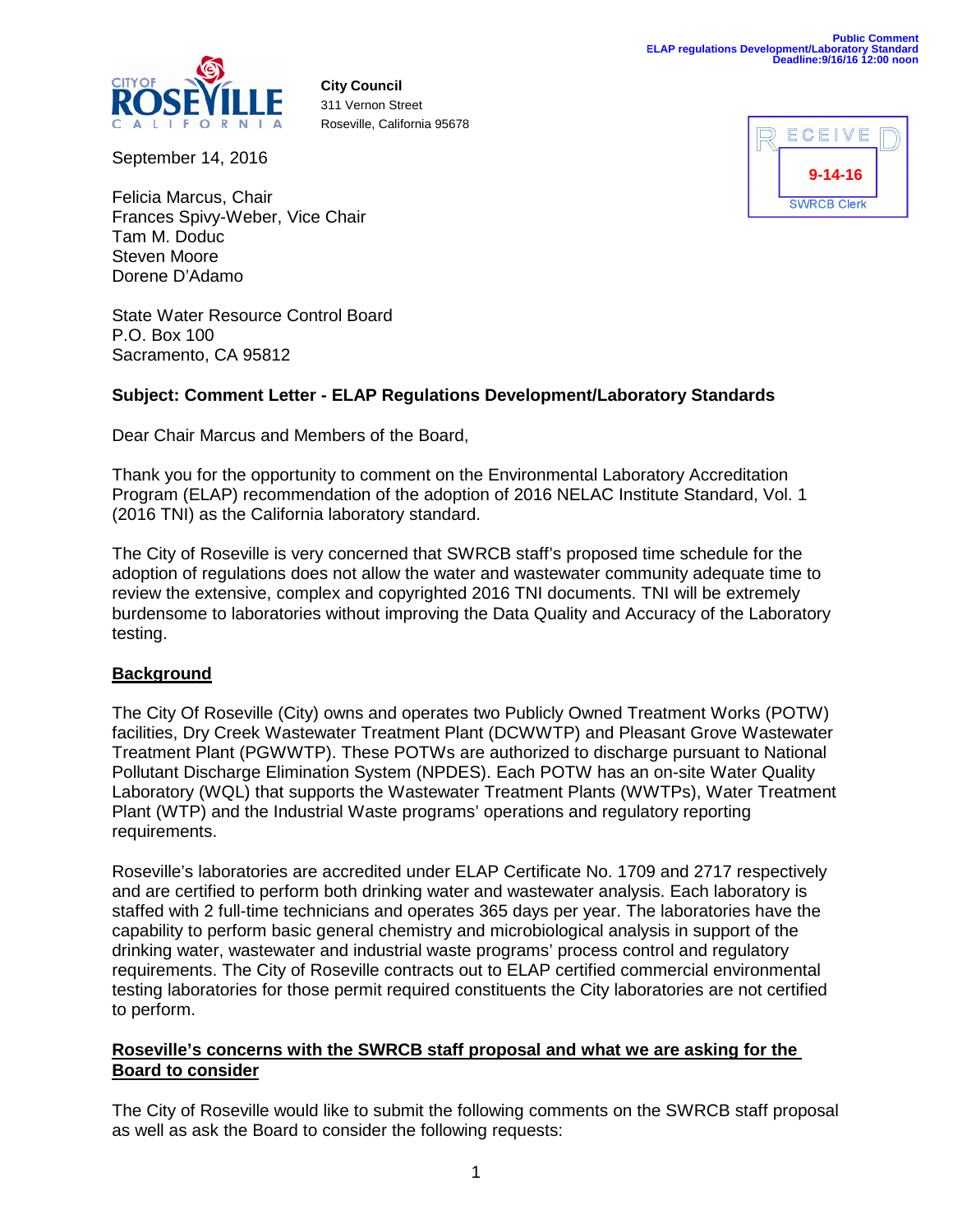Public Comment
ELAP regulations Development/Laboratory Standard
Deadline:9/16/16 12:00 noon

CITY OF ROSEVILLE CALIFORNIA

**City Council**
311 Vernon Street
Roseville, California 95678

RECEIVED
9-14-16
SWRCB Clerk

September 14, 2016

Felicia Marcus, Chair
Frances Spivy-Weber, Vice Chair
Tam M. Doduc
Steven Moore
Dorene D'Adamo

State Water Resource Control Board
P.O. Box 100
Sacramento, CA 95812

**Subject: Comment Letter - ELAP Regulations Development/Laboratory Standards**

Dear Chair Marcus and Members of the Board,

Thank you for the opportunity to comment on the Environmental Laboratory Accreditation Program (ELAP) recommendation of the adoption of 2016 NELAC Institute Standard, Vol. 1 (2016 TNI) as the California laboratory standard.

The City of Roseville is very concerned that SWRCB staff's proposed time schedule for the adoption of regulations does not allow the water and wastewater community adequate time to review the extensive, complex and copyrighted 2016 TNI documents. TNI will be extremely burdensome to laboratories without improving the Data Quality and Accuracy of the Laboratory testing.

**Background**

The City Of Roseville (City) owns and operates two Publicly Owned Treatment Works (POTW) facilities, Dry Creek Wastewater Treatment Plant (DCWWTP) and Pleasant Grove Wastewater Treatment Plant (PGWWTP). These POTWs are authorized to discharge pursuant to National Pollutant Discharge Elimination System (NPDES). Each POTW has an on-site Water Quality Laboratory (WQL) that supports the Wastewater Treatment Plants (WWTPs), Water Treatment Plant (WTP) and the Industrial Waste programs' operations and regulatory reporting requirements.

Roseville's laboratories are accredited under ELAP Certificate No. 1709 and 2717 respectively and are certified to perform both drinking water and wastewater analysis. Each laboratory is staffed with 2 full-time technicians and operates 365 days per year. The laboratories have the capability to perform basic general chemistry and microbiological analysis in support of the drinking water, wastewater and industrial waste programs' process control and regulatory requirements. The City of Roseville contracts out to ELAP certified commercial environmental testing laboratories for those permit required constituents the City laboratories are not certified to perform.

**Roseville's concerns with the SWRCB staff proposal and what we are asking for the Board to consider**

The City of Roseville would like to submit the following comments on the SWRCB staff proposal as well as ask the Board to consider the following requests: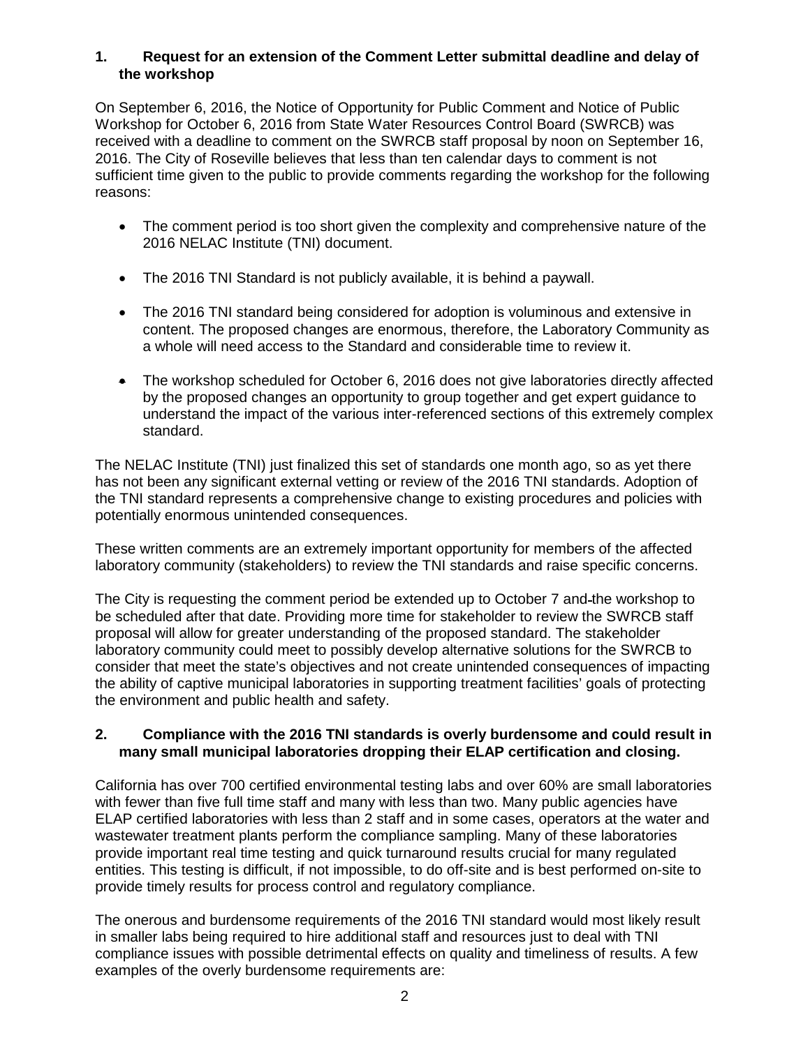## 1. Request for an extension of the Comment Letter submittal deadline and delay of the workshop

On September 6, 2016, the Notice of Opportunity for Public Comment and Notice of Public Workshop for October 6, 2016 from State Water Resources Control Board (SWRCB) was received with a deadline to comment on the SWRCB staff proposal by noon on September 16, 2016. The City of Roseville believes that less than ten calendar days to comment is not sufficient time given to the public to provide comments regarding the workshop for the following reasons:

- The comment period is too short given the complexity and comprehensive nature of the 2016 NELAC Institute (TNI) document.
- The 2016 TNI Standard is not publicly available, it is behind a paywall.
- The 2016 TNI standard being considered for adoption is voluminous and extensive in content. The proposed changes are enormous, therefore, the Laboratory Community as a whole will need access to the Standard and considerable time to review it.
- The workshop scheduled for October 6, 2016 does not give laboratories directly affected by the proposed changes an opportunity to group together and get expert guidance to understand the impact of the various inter-referenced sections of this extremely complex standard.

The NELAC Institute (TNI) just finalized this set of standards one month ago, so as yet there has not been any significant external vetting or review of the 2016 TNI standards. Adoption of the TNI standard represents a comprehensive change to existing procedures and policies with potentially enormous unintended consequences.

These written comments are an extremely important opportunity for members of the affected laboratory community (stakeholders) to review the TNI standards and raise specific concerns.

The City is requesting the comment period be extended up to October 7 and the workshop to be scheduled after that date. Providing more time for stakeholder to review the SWRCB staff proposal will allow for greater understanding of the proposed standard. The stakeholder laboratory community could meet to possibly develop alternative solutions for the SWRCB to consider that meet the state's objectives and not create unintended consequences of impacting the ability of captive municipal laboratories in supporting treatment facilities' goals of protecting the environment and public health and safety.

## 2. Compliance with the 2016 TNI standards is overly burdensome and could result in many small municipal laboratories dropping their ELAP certification and closing.

California has over 700 certified environmental testing labs and over 60% are small laboratories with fewer than five full time staff and many with less than two. Many public agencies have ELAP certified laboratories with less than 2 staff and in some cases, operators at the water and wastewater treatment plants perform the compliance sampling. Many of these laboratories provide important real time testing and quick turnaround results crucial for many regulated entities. This testing is difficult, if not impossible, to do off-site and is best performed on-site to provide timely results for process control and regulatory compliance.

The onerous and burdensome requirements of the 2016 TNI standard would most likely result in smaller labs being required to hire additional staff and resources just to deal with TNI compliance issues with possible detrimental effects on quality and timeliness of results. A few examples of the overly burdensome requirements are: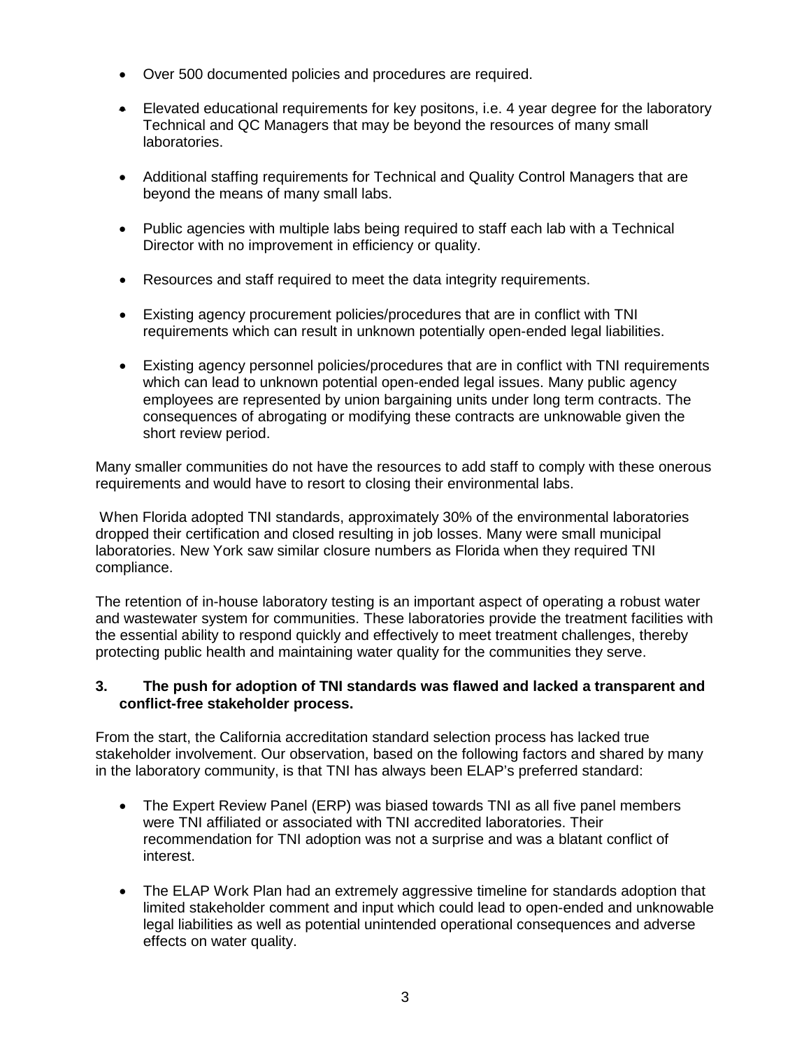- Over 500 documented policies and procedures are required.
- Elevated educational requirements for key positons, i.e. 4 year degree for the laboratory Technical and QC Managers that may be beyond the resources of many small laboratories.
- Additional staffing requirements for Technical and Quality Control Managers that are beyond the means of many small labs.
- Public agencies with multiple labs being required to staff each lab with a Technical Director with no improvement in efficiency or quality.
- Resources and staff required to meet the data integrity requirements.
- Existing agency procurement policies/procedures that are in conflict with TNI requirements which can result in unknown potentially open-ended legal liabilities.
- Existing agency personnel policies/procedures that are in conflict with TNI requirements which can lead to unknown potential open-ended legal issues. Many public agency employees are represented by union bargaining units under long term contracts. The consequences of abrogating or modifying these contracts are unknowable given the short review period.

Many smaller communities do not have the resources to add staff to comply with these onerous requirements and would have to resort to closing their environmental labs.

When Florida adopted TNI standards, approximately 30% of the environmental laboratories dropped their certification and closed resulting in job losses. Many were small municipal laboratories. New York saw similar closure numbers as Florida when they required TNI compliance.

The retention of in-house laboratory testing is an important aspect of operating a robust water and wastewater system for communities. These laboratories provide the treatment facilities with the essential ability to respond quickly and effectively to meet treatment challenges, thereby protecting public health and maintaining water quality for the communities they serve.

**3. The push for adoption of TNI standards was flawed and lacked a transparent and conflict-free stakeholder process.**

From the start, the California accreditation standard selection process has lacked true stakeholder involvement. Our observation, based on the following factors and shared by many in the laboratory community, is that TNI has always been ELAP's preferred standard:

- The Expert Review Panel (ERP) was biased towards TNI as all five panel members were TNI affiliated or associated with TNI accredited laboratories. Their recommendation for TNI adoption was not a surprise and was a blatant conflict of interest.
- The ELAP Work Plan had an extremely aggressive timeline for standards adoption that limited stakeholder comment and input which could lead to open-ended and unknowable legal liabilities as well as potential unintended operational consequences and adverse effects on water quality.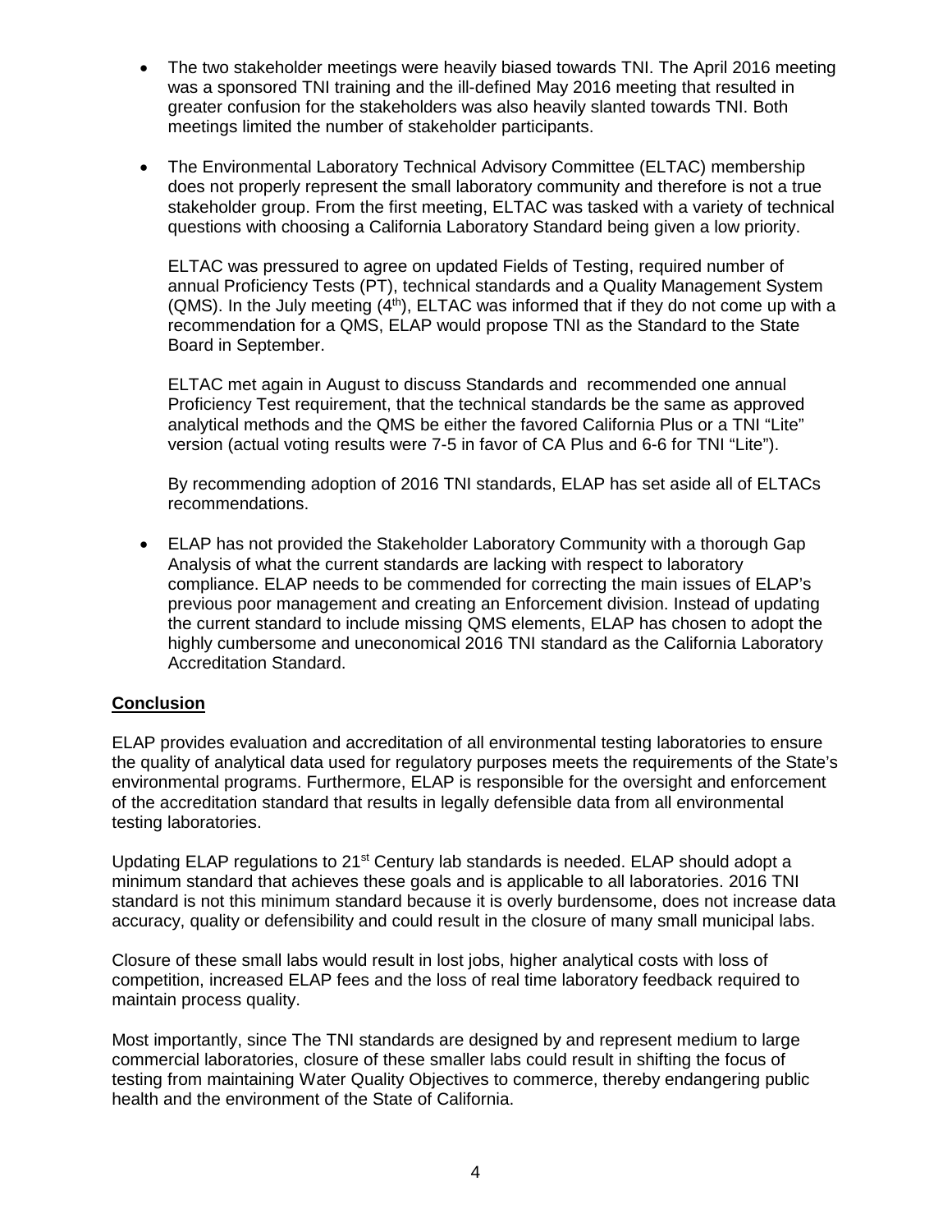- The two stakeholder meetings were heavily biased towards TNI. The April 2016 meeting was a sponsored TNI training and the ill-defined May 2016 meeting that resulted in greater confusion for the stakeholders was also heavily slanted towards TNI. Both meetings limited the number of stakeholder participants.

- The Environmental Laboratory Technical Advisory Committee (ELTAC) membership does not properly represent the small laboratory community and therefore is not a true stakeholder group. From the first meeting, ELTAC was tasked with a variety of technical questions with choosing a California Laboratory Standard being given a low priority.

  ELTAC was pressured to agree on updated Fields of Testing, required number of annual Proficiency Tests (PT), technical standards and a Quality Management System (QMS). In the July meeting (4th), ELTAC was informed that if they do not come up with a recommendation for a QMS, ELAP would propose TNI as the Standard to the State Board in September.

  ELTAC met again in August to discuss Standards and recommended one annual Proficiency Test requirement, that the technical standards be the same as approved analytical methods and the QMS be either the favored California Plus or a TNI "Lite" version (actual voting results were 7-5 in favor of CA Plus and 6-6 for TNI "Lite").

  By recommending adoption of 2016 TNI standards, ELAP has set aside all of ELTACs recommendations.

- ELAP has not provided the Stakeholder Laboratory Community with a thorough Gap Analysis of what the current standards are lacking with respect to laboratory compliance. ELAP needs to be commended for correcting the main issues of ELAP's previous poor management and creating an Enforcement division. Instead of updating the current standard to include missing QMS elements, ELAP has chosen to adopt the highly cumbersome and uneconomical 2016 TNI standard as the California Laboratory Accreditation Standard.

## Conclusion

ELAP provides evaluation and accreditation of all environmental testing laboratories to ensure the quality of analytical data used for regulatory purposes meets the requirements of the State's environmental programs. Furthermore, ELAP is responsible for the oversight and enforcement of the accreditation standard that results in legally defensible data from all environmental testing laboratories.

Updating ELAP regulations to 21st Century lab standards is needed. ELAP should adopt a minimum standard that achieves these goals and is applicable to all laboratories. 2016 TNI standard is not this minimum standard because it is overly burdensome, does not increase data accuracy, quality or defensibility and could result in the closure of many small municipal labs.

Closure of these small labs would result in lost jobs, higher analytical costs with loss of competition, increased ELAP fees and the loss of real time laboratory feedback required to maintain process quality.

Most importantly, since The TNI standards are designed by and represent medium to large commercial laboratories, closure of these smaller labs could result in shifting the focus of testing from maintaining Water Quality Objectives to commerce, thereby endangering public health and the environment of the State of California.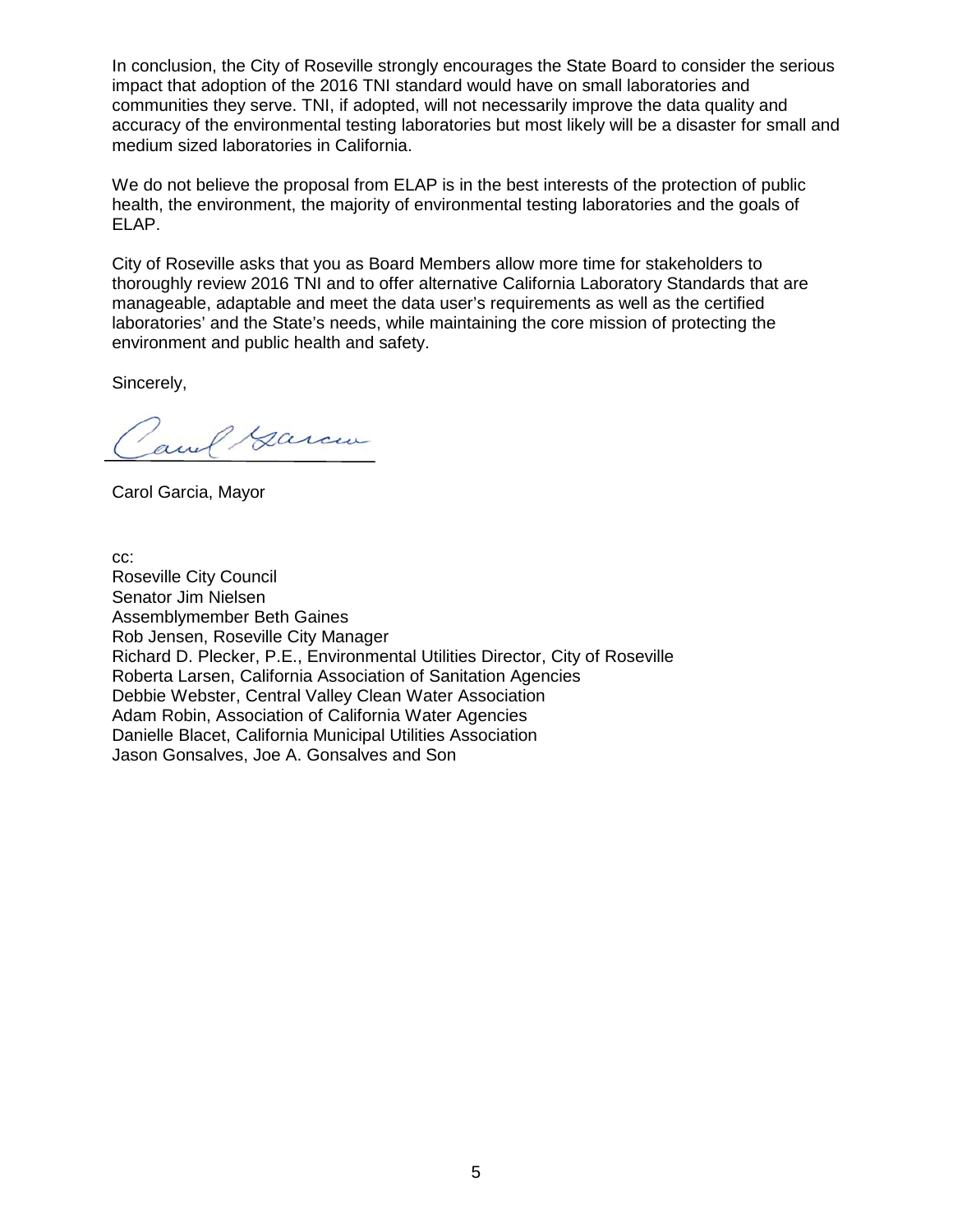In conclusion, the City of Roseville strongly encourages the State Board to consider the serious impact that adoption of the 2016 TNI standard would have on small laboratories and communities they serve. TNI, if adopted, will not necessarily improve the data quality and accuracy of the environmental testing laboratories but most likely will be a disaster for small and medium sized laboratories in California.

We do not believe the proposal from ELAP is in the best interests of the protection of public health, the environment, the majority of environmental testing laboratories and the goals of ELAP.

City of Roseville asks that you as Board Members allow more time for stakeholders to thoroughly review 2016 TNI and to offer alternative California Laboratory Standards that are manageable, adaptable and meet the data user's requirements as well as the certified laboratories' and the State's needs, while maintaining the core mission of protecting the environment and public health and safety.

Sincerely,

Carol Garcia, Mayor

cc:
Roseville City Council
Senator Jim Nielsen
Assemblymember Beth Gaines
Rob Jensen, Roseville City Manager
Richard D. Plecker, P.E., Environmental Utilities Director, City of Roseville
Roberta Larsen, California Association of Sanitation Agencies
Debbie Webster, Central Valley Clean Water Association
Adam Robin, Association of California Water Agencies
Danielle Blacet, California Municipal Utilities Association
Jason Gonsalves, Joe A. Gonsalves and Son